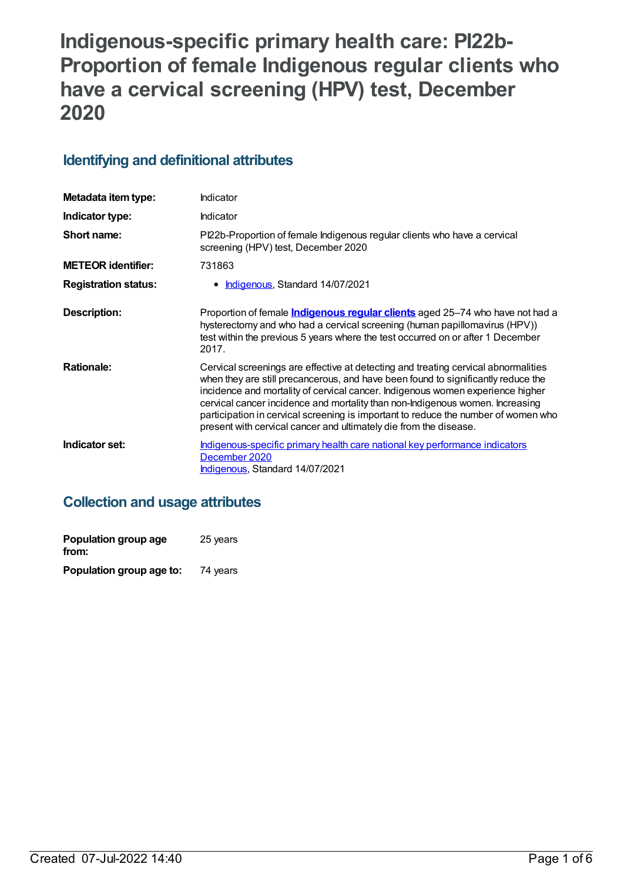# Indigenous-specific primary health care: PI22b-Proportion of female Indigenous regular clients who have a cervical screening (HPV) test, December 2020

## Identifying and definitional attributes

| | |
|---|---|
| **Metadata item type:** | Indicator |
| **Indicator type:** | Indicator |
| **Short name:** | PI22b-Proportion of female Indigenous regular clients who have a cervical screening (HPV) test, December 2020 |
| **METEOR identifier:** | 731863 |
| **Registration status:** | • Indigenous, Standard 14/07/2021 |
| **Description:** | Proportion of female **Indigenous regular clients** aged 25–74 who have not had a hysterectomy and who had a cervical screening (human papillomavirus (HPV)) test within the previous 5 years where the test occurred on or after 1 December 2017. |
| **Rationale:** | Cervical screenings are effective at detecting and treating cervical abnormalities when they are still precancerous, and have been found to significantly reduce the incidence and mortality of cervical cancer. Indigenous women experience higher cervical cancer incidence and mortality than non-Indigenous women. Increasing participation in cervical screening is important to reduce the number of women who present with cervical cancer and ultimately die from the disease. |
| **Indicator set:** | Indigenous-specific primary health care national key performance indicators December 2020<br>Indigenous, Standard 14/07/2021 |

## Collection and usage attributes

| | |
|---|---|
| **Population group age from:** | 25 years |
| **Population group age to:** | 74 years |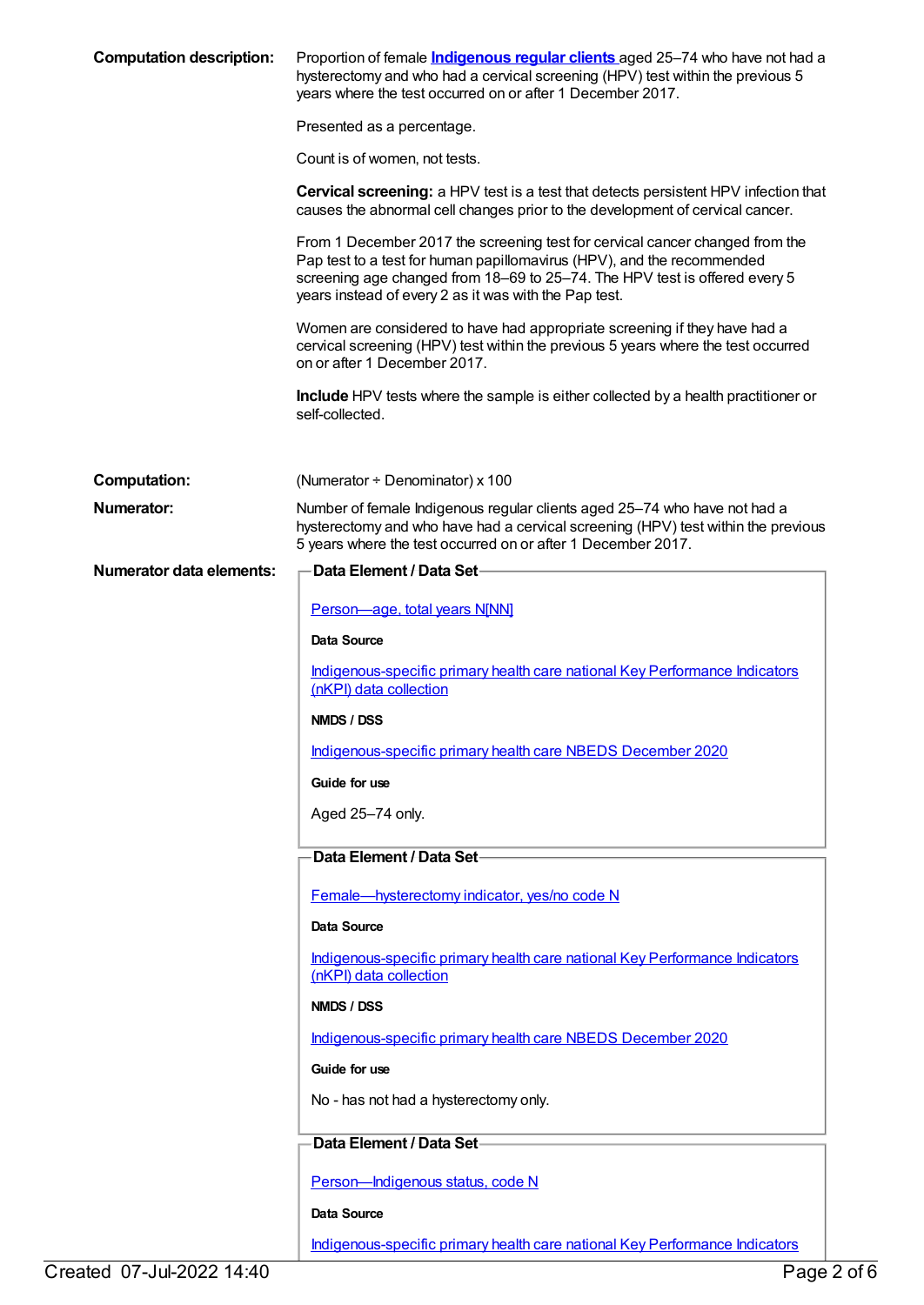**Computation description:** Proportion of female **Indigenous regular clients** aged 25–74 who have not had a hysterectomy and who had a cervical screening (HPV) test within the previous 5 years where the test occurred on or after 1 December 2017.

Presented as a percentage.

Count is of women, not tests.

**Cervical screening:** a HPV test is a test that detects persistent HPV infection that causes the abnormal cell changes prior to the development of cervical cancer.

From 1 December 2017 the screening test for cervical cancer changed from the Pap test to a test for human papillomavirus (HPV), and the recommended screening age changed from 18–69 to 25–74. The HPV test is offered every 5 years instead of every 2 as it was with the Pap test.

Women are considered to have had appropriate screening if they have had a cervical screening (HPV) test within the previous 5 years where the test occurred on or after 1 December 2017.

**Include** HPV tests where the sample is either collected by a health practitioner or self-collected.

**Computation:** (Numerator ÷ Denominator) x 100

**Numerator:** Number of female Indigenous regular clients aged 25–74 who have not had a hysterectomy and who have had a cervical screening (HPV) test within the previous 5 years where the test occurred on or after 1 December 2017.

**Numerator data elements:**

**Data Element / Data Set**

Person—age, total years N[NN]

**Data Source**

Indigenous-specific primary health care national Key Performance Indicators (nKPI) data collection

**NMDS / DSS**

Indigenous-specific primary health care NBEDS December 2020

**Guide for use**

Aged 25–74 only.

**Data Element / Data Set**

Female—hysterectomy indicator, yes/no code N

**Data Source**

Indigenous-specific primary health care national Key Performance Indicators (nKPI) data collection

**NMDS / DSS**

Indigenous-specific primary health care NBEDS December 2020

**Guide for use**

No - has not had a hysterectomy only.

**Data Element / Data Set**

Person—Indigenous status, code N

**Data Source**

Indigenous-specific primary health care national Key Performance Indicators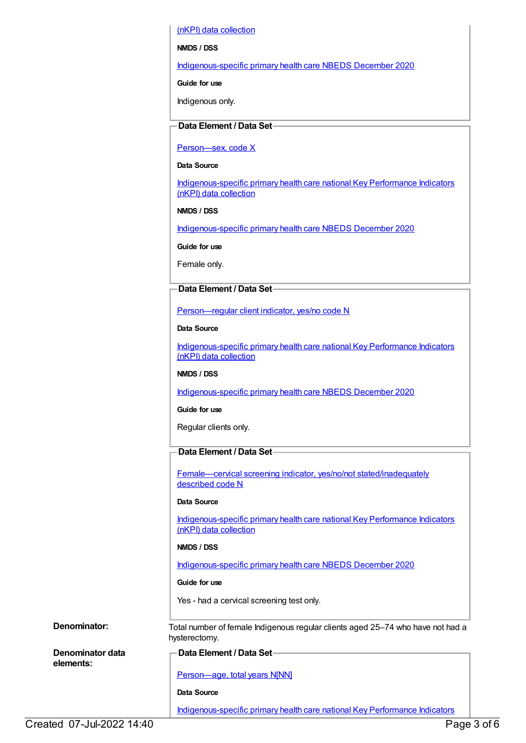(nKPI) data collection

**NMDS / DSS**

Indigenous-specific primary health care NBEDS December 2020

**Guide for use**

Indigenous only.

**Data Element / Data Set**

Person—sex, code X

**Data Source**

Indigenous-specific primary health care national Key Performance Indicators (nKPI) data collection

**NMDS / DSS**

Indigenous-specific primary health care NBEDS December 2020

**Guide for use**

Female only.

**Data Element / Data Set**

Person—regular client indicator, yes/no code N

**Data Source**

Indigenous-specific primary health care national Key Performance Indicators (nKPI) data collection

**NMDS / DSS**

Indigenous-specific primary health care NBEDS December 2020

**Guide for use**

Regular clients only.

**Data Element / Data Set**

Female—cervical screening indicator, yes/no/not stated/inadequately described code N

**Data Source**

Indigenous-specific primary health care national Key Performance Indicators (nKPI) data collection

**NMDS / DSS**

Indigenous-specific primary health care NBEDS December 2020

**Guide for use**

Yes - had a cervical screening test only.

**Denominator:** Total number of female Indigenous regular clients aged 25–74 who have not had a hysterectomy.

**Denominator data elements:**

**Data Element / Data Set**

Person—age, total years N[NN]

**Data Source**

Indigenous-specific primary health care national Key Performance Indicators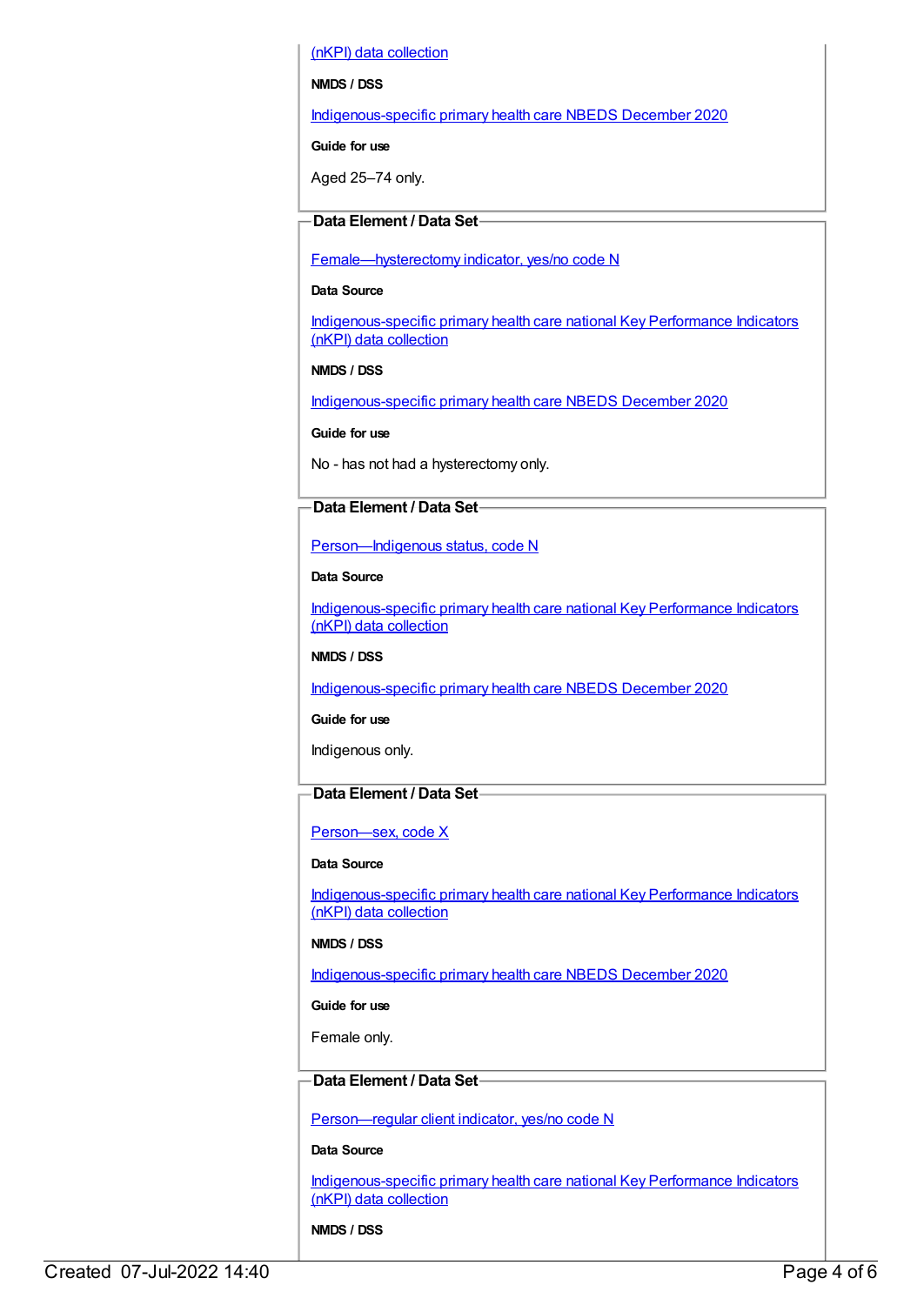(nKPI) data collection

**NMDS / DSS**

Indigenous-specific primary health care NBEDS December 2020

**Guide for use**

Aged 25–74 only.

**Data Element / Data Set**

Female—hysterectomy indicator, yes/no code N

**Data Source**

Indigenous-specific primary health care national Key Performance Indicators (nKPI) data collection

**NMDS / DSS**

Indigenous-specific primary health care NBEDS December 2020

**Guide for use**

No - has not had a hysterectomy only.

**Data Element / Data Set**

Person—Indigenous status, code N

**Data Source**

Indigenous-specific primary health care national Key Performance Indicators (nKPI) data collection

**NMDS / DSS**

Indigenous-specific primary health care NBEDS December 2020

**Guide for use**

Indigenous only.

**Data Element / Data Set**

Person—sex, code X

**Data Source**

Indigenous-specific primary health care national Key Performance Indicators (nKPI) data collection

**NMDS / DSS**

Indigenous-specific primary health care NBEDS December 2020

**Guide for use**

Female only.

**Data Element / Data Set**

Person—regular client indicator, yes/no code N

**Data Source**

Indigenous-specific primary health care national Key Performance Indicators (nKPI) data collection

**NMDS / DSS**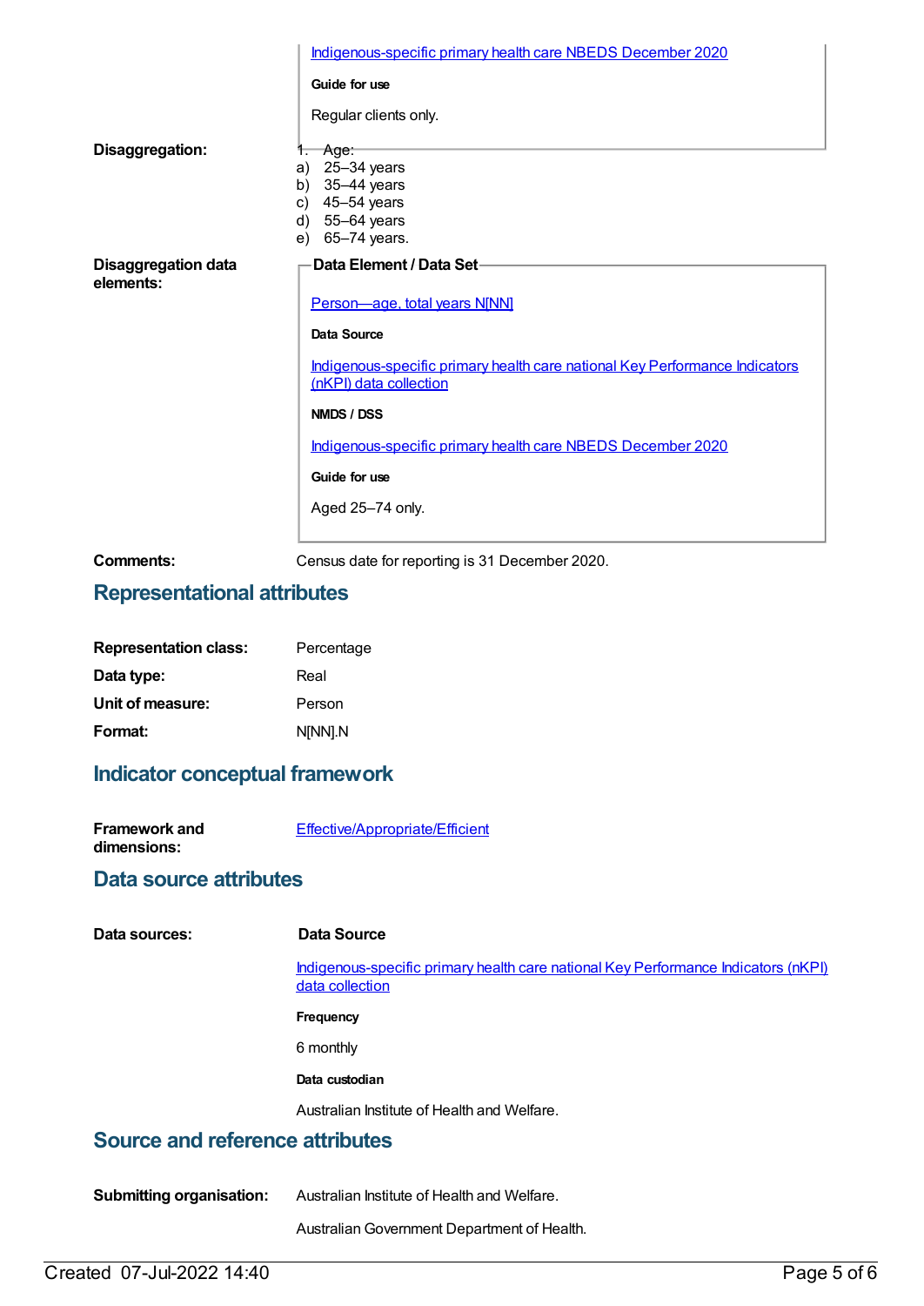Indigenous-specific primary health care NBEDS December 2020

**Guide for use**

Regular clients only.

**Disaggregation:**

1. Age:

a) 25–34 years
b) 35–44 years
c) 45–54 years
d) 55–64 years
e) 65–74 years.

**Disaggregation data elements:**

**Data Element / Data Set**

Person—age, total years N[NN]

**Data Source**

Indigenous-specific primary health care national Key Performance Indicators (nKPI) data collection

**NMDS / DSS**

Indigenous-specific primary health care NBEDS December 2020

**Guide for use**

Aged 25–74 only.

**Comments:** Census date for reporting is 31 December 2020.

## Representational attributes

**Representation class:** Percentage

**Data type:** Real

**Unit of measure:** Person

**Format:** N[NN].N

## Indicator conceptual framework

**Framework and dimensions:** Effective/Appropriate/Efficient

## Data source attributes

**Data sources:**

**Data Source**

Indigenous-specific primary health care national Key Performance Indicators (nKPI) data collection

**Frequency**

6 monthly

**Data custodian**

Australian Institute of Health and Welfare.

## Source and reference attributes

**Submitting organisation:** Australian Institute of Health and Welfare.

Australian Government Department of Health.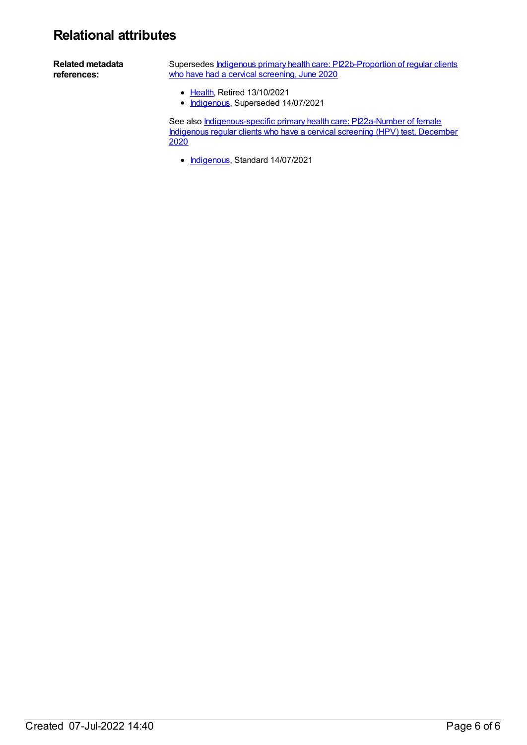## Relational attributes

**Related metadata references:**

Supersedes Indigenous primary health care: PI22b-Proportion of regular clients who have had a cervical screening, June 2020

- Health, Retired 13/10/2021
- Indigenous, Superseded 14/07/2021

See also Indigenous-specific primary health care: PI22a-Number of female Indigenous regular clients who have a cervical screening (HPV) test, December 2020

- Indigenous, Standard 14/07/2021